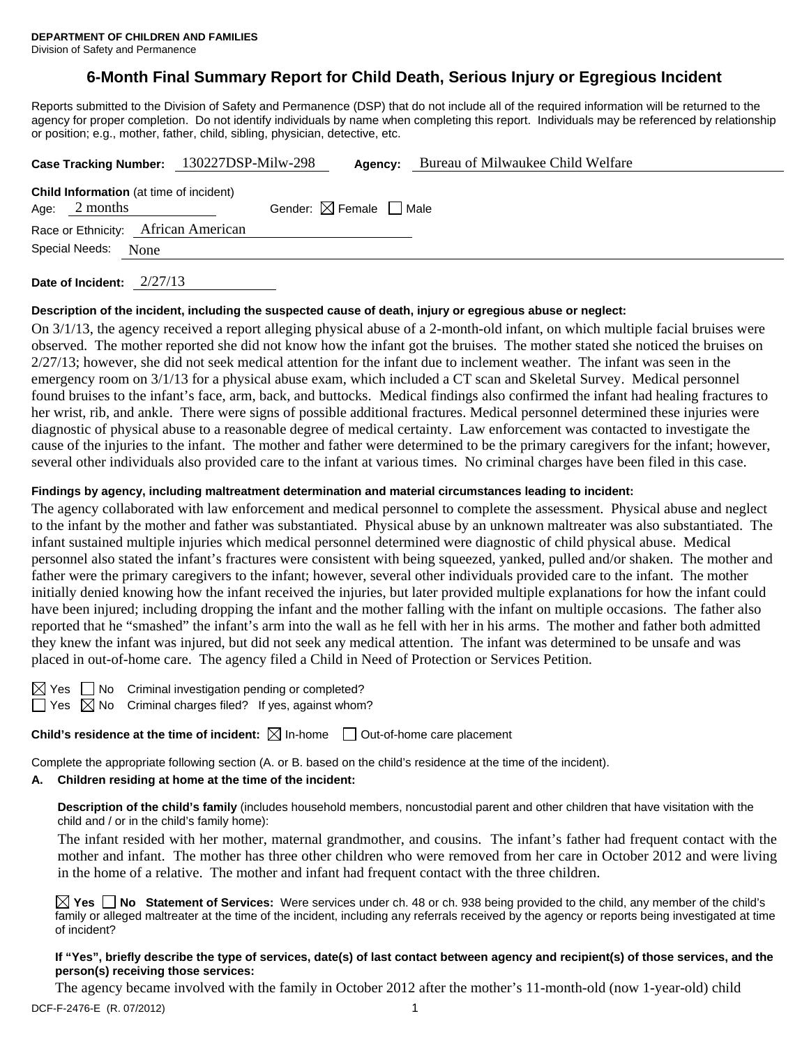**DEPARTMENT OF CHILDREN AND FAMILIES**
Division of Safety and Permanence

# 6-Month Final Summary Report for Child Death, Serious Injury or Egregious Incident

Reports submitted to the Division of Safety and Permanence (DSP) that do not include all of the required information will be returned to the agency for proper completion. Do not identify individuals by name when completing this report. Individuals may be referenced by relationship or position; e.g., mother, father, child, sibling, physician, detective, etc.

**Case Tracking Number:** 130227DSP-Milw-298 **Agency:** Bureau of Milwaukee Child Welfare

**Child Information** (at time of incident)
Age: 2 months Gender: ☒ Female ☐ Male
Race or Ethnicity: African American
Special Needs: None

**Date of Incident:** 2/27/13

**Description of the incident, including the suspected cause of death, injury or egregious abuse or neglect:**

On 3/1/13, the agency received a report alleging physical abuse of a 2-month-old infant, on which multiple facial bruises were observed. The mother reported she did not know how the infant got the bruises. The mother stated she noticed the bruises on 2/27/13; however, she did not seek medical attention for the infant due to inclement weather. The infant was seen in the emergency room on 3/1/13 for a physical abuse exam, which included a CT scan and Skeletal Survey. Medical personnel found bruises to the infant's face, arm, back, and buttocks. Medical findings also confirmed the infant had healing fractures to her wrist, rib, and ankle. There were signs of possible additional fractures. Medical personnel determined these injuries were diagnostic of physical abuse to a reasonable degree of medical certainty. Law enforcement was contacted to investigate the cause of the injuries to the infant. The mother and father were determined to be the primary caregivers for the infant; however, several other individuals also provided care to the infant at various times. No criminal charges have been filed in this case.

**Findings by agency, including maltreatment determination and material circumstances leading to incident:**

The agency collaborated with law enforcement and medical personnel to complete the assessment. Physical abuse and neglect to the infant by the mother and father was substantiated. Physical abuse by an unknown maltreater was also substantiated. The infant sustained multiple injuries which medical personnel determined were diagnostic of child physical abuse. Medical personnel also stated the infant's fractures were consistent with being squeezed, yanked, pulled and/or shaken. The mother and father were the primary caregivers to the infant; however, several other individuals provided care to the infant. The mother initially denied knowing how the infant received the injuries, but later provided multiple explanations for how the infant could have been injured; including dropping the infant and the mother falling with the infant on multiple occasions. The father also reported that he "smashed" the infant's arm into the wall as he fell with her in his arms. The mother and father both admitted they knew the infant was injured, but did not seek any medical attention. The infant was determined to be unsafe and was placed in out-of-home care. The agency filed a Child in Need of Protection or Services Petition.

☒ Yes ☐ No Criminal investigation pending or completed?
☐ Yes ☒ No Criminal charges filed? If yes, against whom?

**Child's residence at the time of incident:** ☒ In-home ☐ Out-of-home care placement

Complete the appropriate following section (A. or B. based on the child's residence at the time of the incident).

**A. Children residing at home at the time of the incident:**

**Description of the child's family** (includes household members, noncustodial parent and other children that have visitation with the child and / or in the child's family home):

The infant resided with her mother, maternal grandmother, and cousins. The infant's father had frequent contact with the mother and infant. The mother has three other children who were removed from her care in October 2012 and were living in the home of a relative. The mother and infant had frequent contact with the three children.

☒ **Yes** ☐ **No Statement of Services:** Were services under ch. 48 or ch. 938 being provided to the child, any member of the child's family or alleged maltreater at the time of the incident, including any referrals received by the agency or reports being investigated at time of incident?

**If "Yes", briefly describe the type of services, date(s) of last contact between agency and recipient(s) of those services, and the person(s) receiving those services:**

The agency became involved with the family in October 2012 after the mother's 11-month-old (now 1-year-old) child

DCF-F-2476-E (R. 07/2012)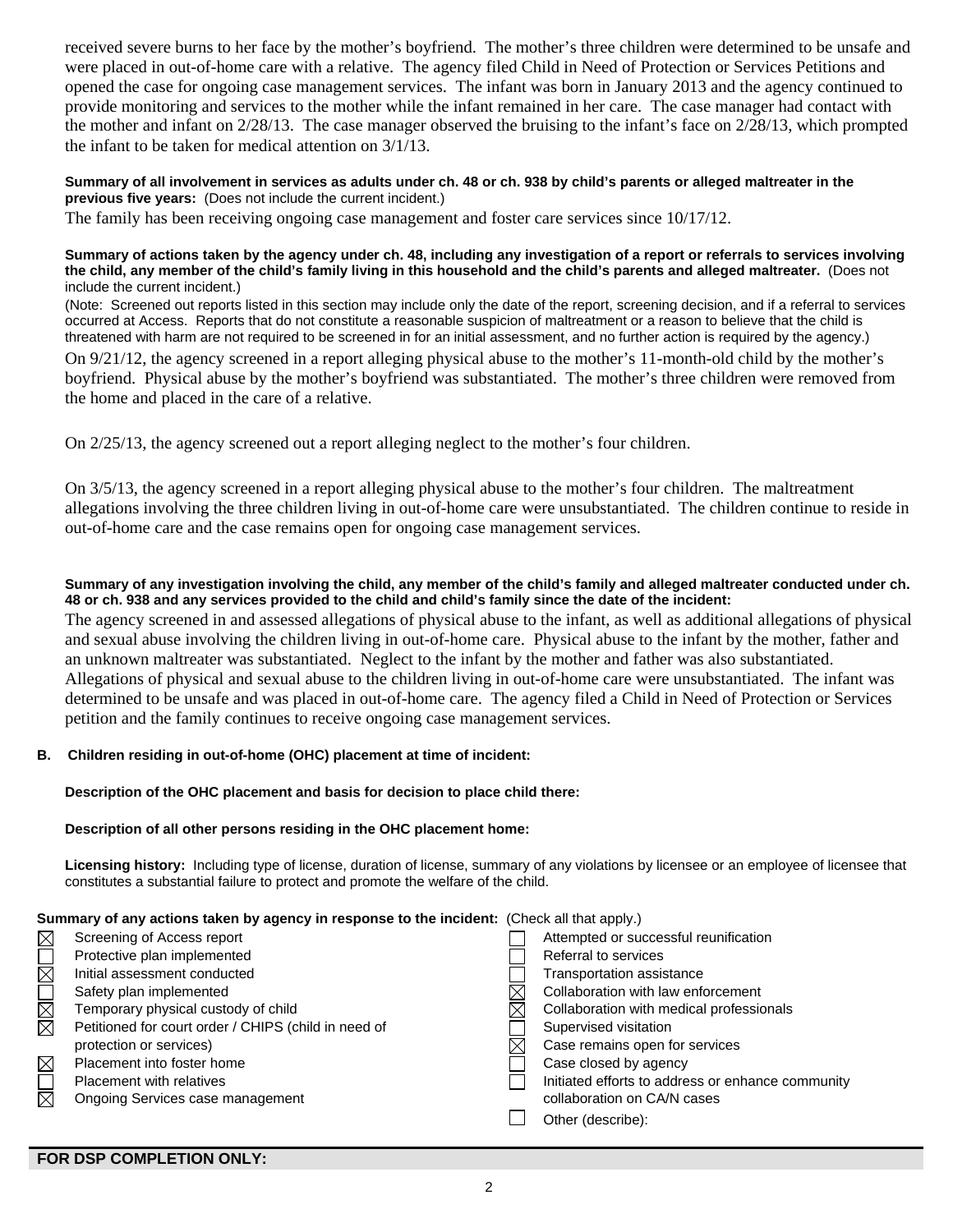received severe burns to her face by the mother's boyfriend. The mother's three children were determined to be unsafe and were placed in out-of-home care with a relative. The agency filed Child in Need of Protection or Services Petitions and opened the case for ongoing case management services. The infant was born in January 2013 and the agency continued to provide monitoring and services to the mother while the infant remained in her care. The case manager had contact with the mother and infant on 2/28/13. The case manager observed the bruising to the infant's face on 2/28/13, which prompted the infant to be taken for medical attention on 3/1/13.

**Summary of all involvement in services as adults under ch. 48 or ch. 938 by child's parents or alleged maltreater in the previous five years:** (Does not include the current incident.)

The family has been receiving ongoing case management and foster care services since 10/17/12.

**Summary of actions taken by the agency under ch. 48, including any investigation of a report or referrals to services involving the child, any member of the child's family living in this household and the child's parents and alleged maltreater.** (Does not include the current incident.)

(Note: Screened out reports listed in this section may include only the date of the report, screening decision, and if a referral to services occurred at Access. Reports that do not constitute a reasonable suspicion of maltreatment or a reason to believe that the child is threatened with harm are not required to be screened in for an initial assessment, and no further action is required by the agency.)

On 9/21/12, the agency screened in a report alleging physical abuse to the mother's 11-month-old child by the mother's boyfriend. Physical abuse by the mother's boyfriend was substantiated. The mother's three children were removed from the home and placed in the care of a relative.

On 2/25/13, the agency screened out a report alleging neglect to the mother's four children.

On 3/5/13, the agency screened in a report alleging physical abuse to the mother's four children. The maltreatment allegations involving the three children living in out-of-home care were unsubstantiated. The children continue to reside in out-of-home care and the case remains open for ongoing case management services.

**Summary of any investigation involving the child, any member of the child's family and alleged maltreater conducted under ch. 48 or ch. 938 and any services provided to the child and child's family since the date of the incident:**

The agency screened in and assessed allegations of physical abuse to the infant, as well as additional allegations of physical and sexual abuse involving the children living in out-of-home care. Physical abuse to the infant by the mother, father and an unknown maltreater was substantiated. Neglect to the infant by the mother and father was also substantiated. Allegations of physical and sexual abuse to the children living in out-of-home care were unsubstantiated. The infant was determined to be unsafe and was placed in out-of-home care. The agency filed a Child in Need of Protection or Services petition and the family continues to receive ongoing case management services.

**B. Children residing in out-of-home (OHC) placement at time of incident:**

**Description of the OHC placement and basis for decision to place child there:**

**Description of all other persons residing in the OHC placement home:**

**Licensing history:** Including type of license, duration of license, summary of any violations by licensee or an employee of licensee that constitutes a substantial failure to protect and promote the welfare of the child.

**Summary of any actions taken by agency in response to the incident:** (Check all that apply.)

- ☒ Screening of Access report
- ☐ Protective plan implemented
- ☒ Initial assessment conducted
- ☐ Safety plan implemented
- ☒ Temporary physical custody of child
- ☒ Petitioned for court order / CHIPS (child in need of protection or services)
- ☒ Placement into foster home
- ☐ Placement with relatives
- ☒ Ongoing Services case management
- ☐ Attempted or successful reunification
- ☐ Referral to services
- ☐ Transportation assistance
- ☒ Collaboration with law enforcement
- ☒ Collaboration with medical professionals
- ☐ Supervised visitation
- ☒ Case remains open for services
- ☐ Case closed by agency
- ☐ Initiated efforts to address or enhance community collaboration on CA/N cases
- ☐ Other (describe):

**FOR DSP COMPLETION ONLY:**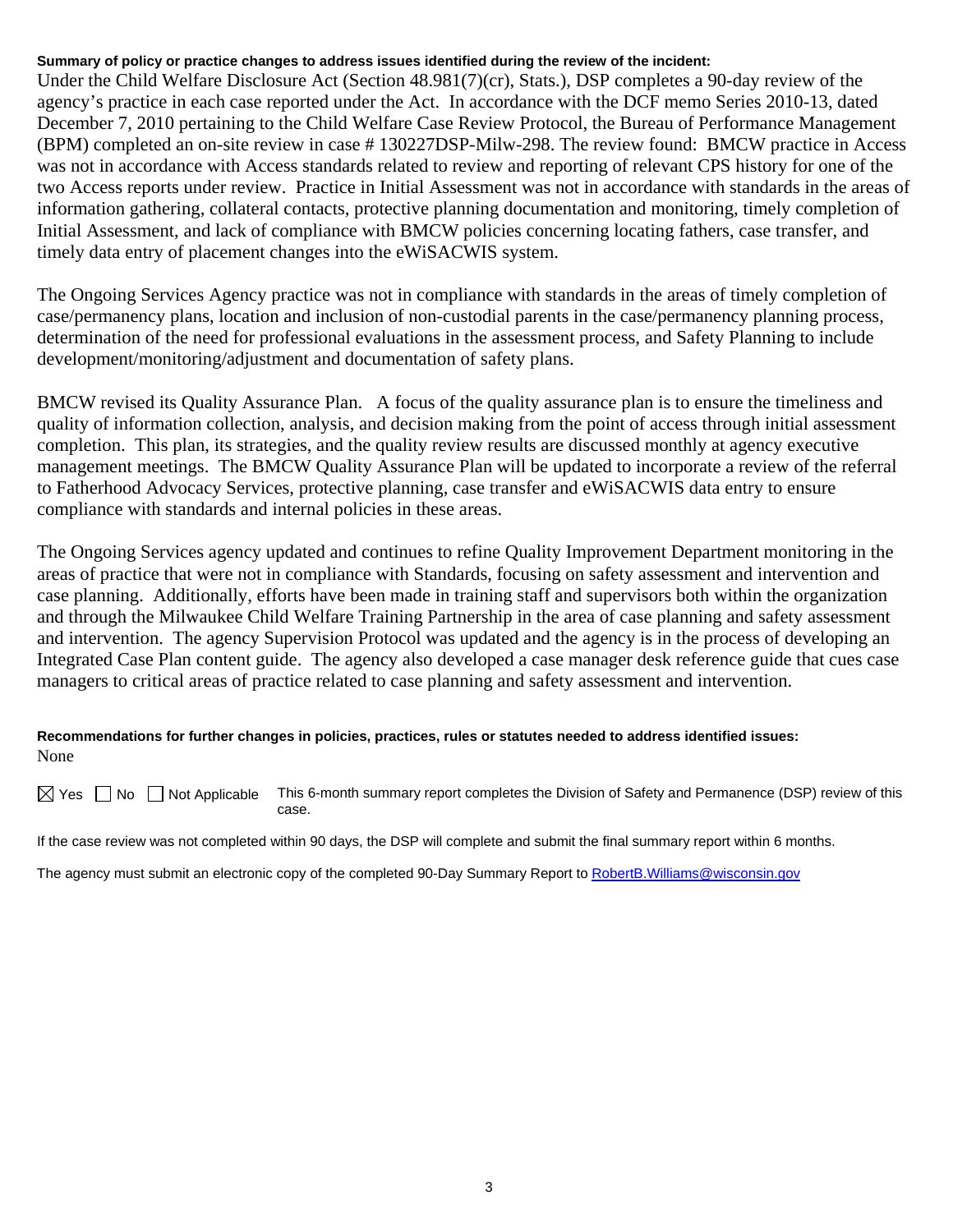**Summary of policy or practice changes to address issues identified during the review of the incident:**

Under the Child Welfare Disclosure Act (Section 48.981(7)(cr), Stats.), DSP completes a 90-day review of the agency's practice in each case reported under the Act. In accordance with the DCF memo Series 2010-13, dated December 7, 2010 pertaining to the Child Welfare Case Review Protocol, the Bureau of Performance Management (BPM) completed an on-site review in case # 130227DSP-Milw-298. The review found: BMCW practice in Access was not in accordance with Access standards related to review and reporting of relevant CPS history for one of the two Access reports under review. Practice in Initial Assessment was not in accordance with standards in the areas of information gathering, collateral contacts, protective planning documentation and monitoring, timely completion of Initial Assessment, and lack of compliance with BMCW policies concerning locating fathers, case transfer, and timely data entry of placement changes into the eWiSACWIS system.

The Ongoing Services Agency practice was not in compliance with standards in the areas of timely completion of case/permanency plans, location and inclusion of non-custodial parents in the case/permanency planning process, determination of the need for professional evaluations in the assessment process, and Safety Planning to include development/monitoring/adjustment and documentation of safety plans.

BMCW revised its Quality Assurance Plan. A focus of the quality assurance plan is to ensure the timeliness and quality of information collection, analysis, and decision making from the point of access through initial assessment completion. This plan, its strategies, and the quality review results are discussed monthly at agency executive management meetings. The BMCW Quality Assurance Plan will be updated to incorporate a review of the referral to Fatherhood Advocacy Services, protective planning, case transfer and eWiSACWIS data entry to ensure compliance with standards and internal policies in these areas.

The Ongoing Services agency updated and continues to refine Quality Improvement Department monitoring in the areas of practice that were not in compliance with Standards, focusing on safety assessment and intervention and case planning. Additionally, efforts have been made in training staff and supervisors both within the organization and through the Milwaukee Child Welfare Training Partnership in the area of case planning and safety assessment and intervention. The agency Supervision Protocol was updated and the agency is in the process of developing an Integrated Case Plan content guide. The agency also developed a case manager desk reference guide that cues case managers to critical areas of practice related to case planning and safety assessment and intervention.

**Recommendations for further changes in policies, practices, rules or statutes needed to address identified issues:**

None

☒ Yes ☐ No ☐ Not Applicable This 6-month summary report completes the Division of Safety and Permanence (DSP) review of this case.

If the case review was not completed within 90 days, the DSP will complete and submit the final summary report within 6 months.

The agency must submit an electronic copy of the completed 90-Day Summary Report to RobertB.Williams@wisconsin.gov